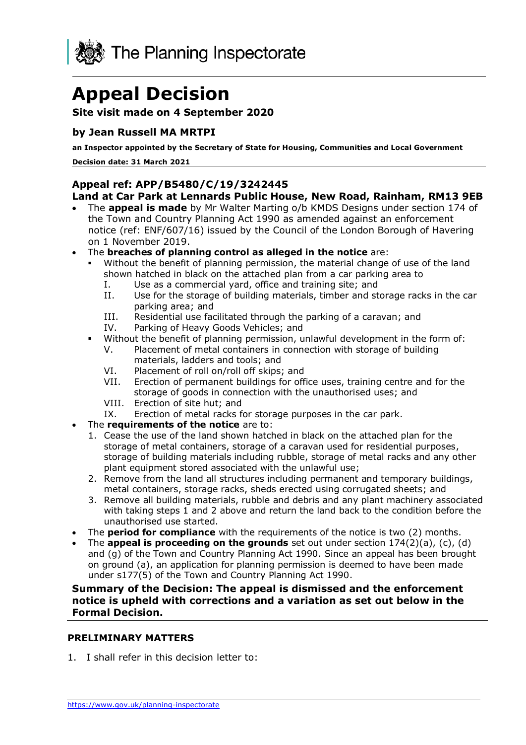The Planning Inspectorate

# Appeal Decision

**Site visit made on 4 September 2020**

### by Jean Russell MA MRTPI

**an Inspector appointed by the Secretary of State for Housing, Communities and Local Government**

**Decision date: 31 March 2021**

**Appeal ref: APP/B5480/C/19/3242445**
**Land at Car Park at Lennards Public House, New Road, Rainham, RM13 9EB**

- The **appeal is made** by Mr Walter Marting o/b KMDS Designs under section 174 of the Town and Country Planning Act 1990 as amended against an enforcement notice (ref: ENF/607/16) issued by the Council of the London Borough of Havering on 1 November 2019.
- The **breaches of planning control as alleged in the notice** are:
  - Without the benefit of planning permission, the material change of use of the land shown hatched in black on the attached plan from a car parking area to
    - I. Use as a commercial yard, office and training site; and
    - II. Use for the storage of building materials, timber and storage racks in the car parking area; and
    - III. Residential use facilitated through the parking of a caravan; and
    - IV. Parking of Heavy Goods Vehicles; and
  - Without the benefit of planning permission, unlawful development in the form of:
    - V. Placement of metal containers in connection with storage of building materials, ladders and tools; and
    - VI. Placement of roll on/roll off skips; and
    - VII. Erection of permanent buildings for office uses, training centre and for the storage of goods in connection with the unauthorised uses; and
    - VIII. Erection of site hut; and
    - IX. Erection of metal racks for storage purposes in the car park.
- The **requirements of the notice** are to:
  1. Cease the use of the land shown hatched in black on the attached plan for the storage of metal containers, storage of a caravan used for residential purposes, storage of building materials including rubble, storage of metal racks and any other plant equipment stored associated with the unlawful use;
  2. Remove from the land all structures including permanent and temporary buildings, metal containers, storage racks, sheds erected using corrugated sheets; and
  3. Remove all building materials, rubble and debris and any plant machinery associated with taking steps 1 and 2 above and return the land back to the condition before the unauthorised use started.
- The **period for compliance** with the requirements of the notice is two (2) months.
- The **appeal is proceeding on the grounds** set out under section 174(2)(a), (c), (d) and (g) of the Town and Country Planning Act 1990. Since an appeal has been brought on ground (a), an application for planning permission is deemed to have been made under s177(5) of the Town and Country Planning Act 1990.

**Summary of the Decision: The appeal is dismissed and the enforcement notice is upheld with corrections and a variation as set out below in the Formal Decision.**

## PRELIMINARY MATTERS

1. I shall refer in this decision letter to: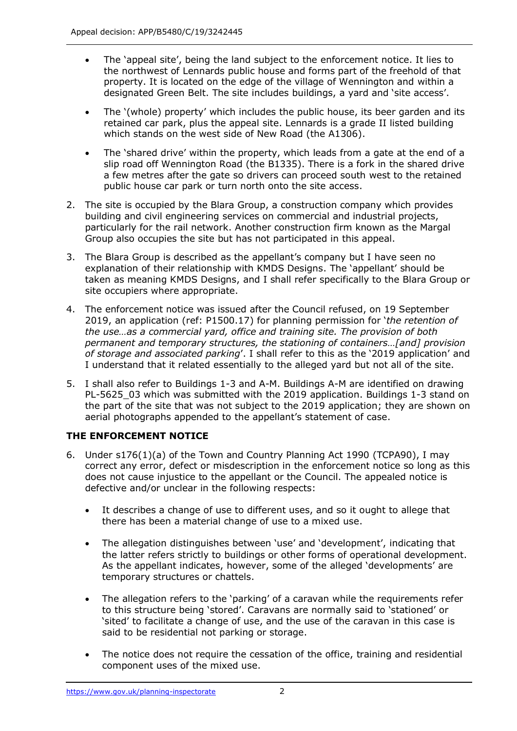- The 'appeal site', being the land subject to the enforcement notice. It lies to the northwest of Lennards public house and forms part of the freehold of that property. It is located on the edge of the village of Wennington and within a designated Green Belt. The site includes buildings, a yard and 'site access'.
- The '(whole) property' which includes the public house, its beer garden and its retained car park, plus the appeal site. Lennards is a grade II listed building which stands on the west side of New Road (the A1306).
- The 'shared drive' within the property, which leads from a gate at the end of a slip road off Wennington Road (the B1335). There is a fork in the shared drive a few metres after the gate so drivers can proceed south west to the retained public house car park or turn north onto the site access.

2. The site is occupied by the Blara Group, a construction company which provides building and civil engineering services on commercial and industrial projects, particularly for the rail network. Another construction firm known as the Margal Group also occupies the site but has not participated in this appeal.

3. The Blara Group is described as the appellant's company but I have seen no explanation of their relationship with KMDS Designs. The 'appellant' should be taken as meaning KMDS Designs, and I shall refer specifically to the Blara Group or site occupiers where appropriate.

4. The enforcement notice was issued after the Council refused, on 19 September 2019, an application (ref: P1500.17) for planning permission for '*the retention of the use…as a commercial yard, office and training site. The provision of both permanent and temporary structures, the stationing of containers…[and] provision of storage and associated parking*'. I shall refer to this as the '2019 application' and I understand that it related essentially to the alleged yard but not all of the site.

5. I shall also refer to Buildings 1-3 and A-M. Buildings A-M are identified on drawing PL-5625_03 which was submitted with the 2019 application. Buildings 1-3 stand on the part of the site that was not subject to the 2019 application; they are shown on aerial photographs appended to the appellant's statement of case.

## THE ENFORCEMENT NOTICE

6. Under s176(1)(a) of the Town and Country Planning Act 1990 (TCPA90), I may correct any error, defect or misdescription in the enforcement notice so long as this does not cause injustice to the appellant or the Council. The appealed notice is defective and/or unclear in the following respects:

   - It describes a change of use to different uses, and so it ought to allege that there has been a material change of use to a mixed use.
   - The allegation distinguishes between 'use' and 'development', indicating that the latter refers strictly to buildings or other forms of operational development. As the appellant indicates, however, some of the alleged 'developments' are temporary structures or chattels.
   - The allegation refers to the 'parking' of a caravan while the requirements refer to this structure being 'stored'. Caravans are normally said to 'stationed' or 'sited' to facilitate a change of use, and the use of the caravan in this case is said to be residential not parking or storage.
   - The notice does not require the cessation of the office, training and residential component uses of the mixed use.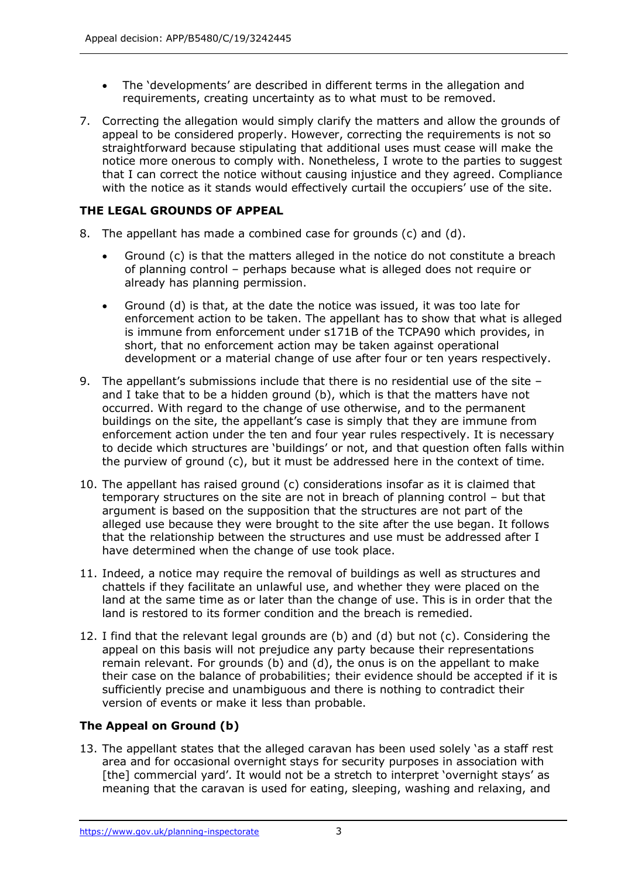- The 'developments' are described in different terms in the allegation and requirements, creating uncertainty as to what must to be removed.

7. Correcting the allegation would simply clarify the matters and allow the grounds of appeal to be considered properly. However, correcting the requirements is not so straightforward because stipulating that additional uses must cease will make the notice more onerous to comply with. Nonetheless, I wrote to the parties to suggest that I can correct the notice without causing injustice and they agreed. Compliance with the notice as it stands would effectively curtail the occupiers' use of the site.

## THE LEGAL GROUNDS OF APPEAL

8. The appellant has made a combined case for grounds (c) and (d).

   - Ground (c) is that the matters alleged in the notice do not constitute a breach of planning control – perhaps because what is alleged does not require or already has planning permission.
   - Ground (d) is that, at the date the notice was issued, it was too late for enforcement action to be taken. The appellant has to show that what is alleged is immune from enforcement under s171B of the TCPA90 which provides, in short, that no enforcement action may be taken against operational development or a material change of use after four or ten years respectively.

9. The appellant's submissions include that there is no residential use of the site – and I take that to be a hidden ground (b), which is that the matters have not occurred. With regard to the change of use otherwise, and to the permanent buildings on the site, the appellant's case is simply that they are immune from enforcement action under the ten and four year rules respectively. It is necessary to decide which structures are 'buildings' or not, and that question often falls within the purview of ground (c), but it must be addressed here in the context of time.

10. The appellant has raised ground (c) considerations insofar as it is claimed that temporary structures on the site are not in breach of planning control – but that argument is based on the supposition that the structures are not part of the alleged use because they were brought to the site after the use began. It follows that the relationship between the structures and use must be addressed after I have determined when the change of use took place.

11. Indeed, a notice may require the removal of buildings as well as structures and chattels if they facilitate an unlawful use, and whether they were placed on the land at the same time as or later than the change of use. This is in order that the land is restored to its former condition and the breach is remedied.

12. I find that the relevant legal grounds are (b) and (d) but not (c). Considering the appeal on this basis will not prejudice any party because their representations remain relevant. For grounds (b) and (d), the onus is on the appellant to make their case on the balance of probabilities; their evidence should be accepted if it is sufficiently precise and unambiguous and there is nothing to contradict their version of events or make it less than probable.

### The Appeal on Ground (b)

13. The appellant states that the alleged caravan has been used solely 'as a staff rest area and for occasional overnight stays for security purposes in association with [the] commercial yard'. It would not be a stretch to interpret 'overnight stays' as meaning that the caravan is used for eating, sleeping, washing and relaxing, and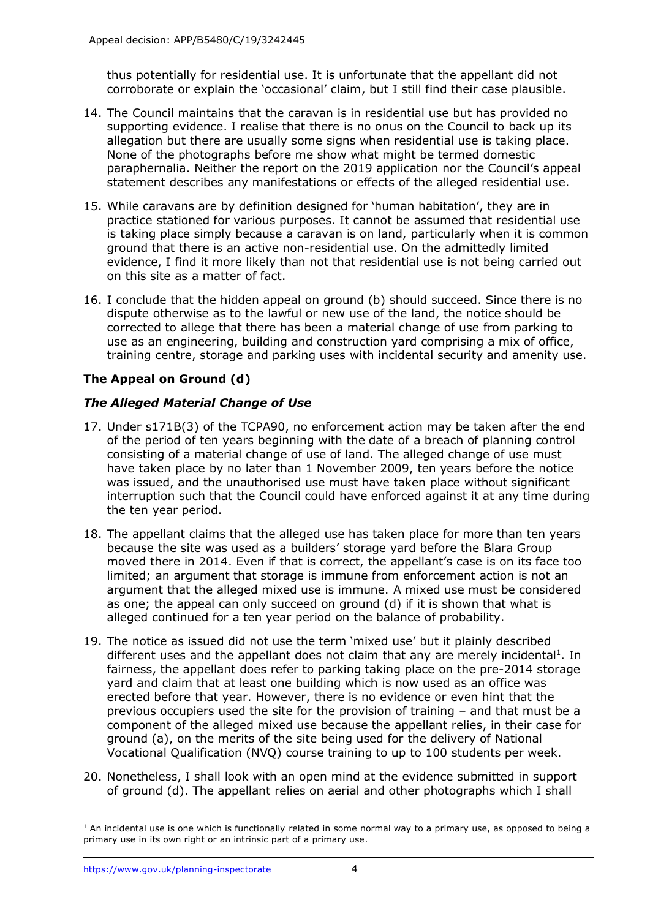thus potentially for residential use. It is unfortunate that the appellant did not corroborate or explain the 'occasional' claim, but I still find their case plausible.

14. The Council maintains that the caravan is in residential use but has provided no supporting evidence. I realise that there is no onus on the Council to back up its allegation but there are usually some signs when residential use is taking place. None of the photographs before me show what might be termed domestic paraphernalia. Neither the report on the 2019 application nor the Council's appeal statement describes any manifestations or effects of the alleged residential use.

15. While caravans are by definition designed for 'human habitation', they are in practice stationed for various purposes. It cannot be assumed that residential use is taking place simply because a caravan is on land, particularly when it is common ground that there is an active non-residential use. On the admittedly limited evidence, I find it more likely than not that residential use is not being carried out on this site as a matter of fact.

16. I conclude that the hidden appeal on ground (b) should succeed. Since there is no dispute otherwise as to the lawful or new use of the land, the notice should be corrected to allege that there has been a material change of use from parking to use as an engineering, building and construction yard comprising a mix of office, training centre, storage and parking uses with incidental security and amenity use.

## The Appeal on Ground (d)

### *The Alleged Material Change of Use*

17. Under s171B(3) of the TCPA90, no enforcement action may be taken after the end of the period of ten years beginning with the date of a breach of planning control consisting of a material change of use of land. The alleged change of use must have taken place by no later than 1 November 2009, ten years before the notice was issued, and the unauthorised use must have taken place without significant interruption such that the Council could have enforced against it at any time during the ten year period.

18. The appellant claims that the alleged use has taken place for more than ten years because the site was used as a builders' storage yard before the Blara Group moved there in 2014. Even if that is correct, the appellant's case is on its face too limited; an argument that storage is immune from enforcement action is not an argument that the alleged mixed use is immune. A mixed use must be considered as one; the appeal can only succeed on ground (d) if it is shown that what is alleged continued for a ten year period on the balance of probability.

19. The notice as issued did not use the term 'mixed use' but it plainly described different uses and the appellant does not claim that any are merely incidental[1]. In fairness, the appellant does refer to parking taking place on the pre-2014 storage yard and claim that at least one building which is now used as an office was erected before that year. However, there is no evidence or even hint that the previous occupiers used the site for the provision of training – and that must be a component of the alleged mixed use because the appellant relies, in their case for ground (a), on the merits of the site being used for the delivery of National Vocational Qualification (NVQ) course training to up to 100 students per week.

20. Nonetheless, I shall look with an open mind at the evidence submitted in support of ground (d). The appellant relies on aerial and other photographs which I shall

[1] An incidental use is one which is functionally related in some normal way to a primary use, as opposed to being a primary use in its own right or an intrinsic part of a primary use.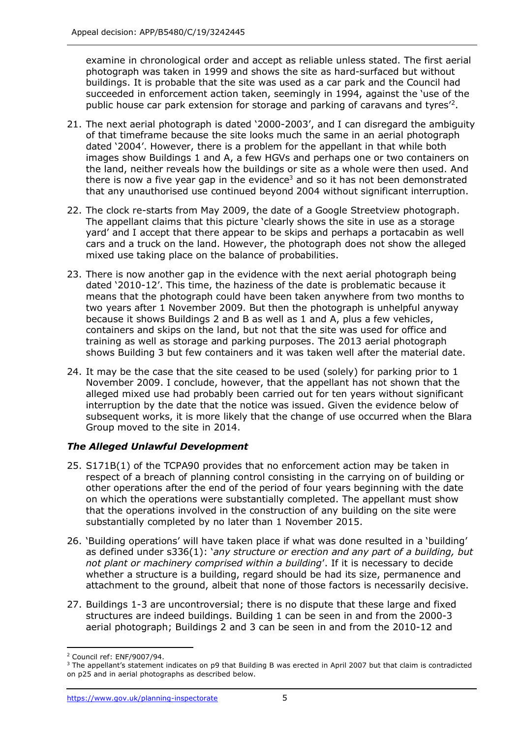examine in chronological order and accept as reliable unless stated. The first aerial photograph was taken in 1999 and shows the site as hard-surfaced but without buildings. It is probable that the site was used as a car park and the Council had succeeded in enforcement action taken, seemingly in 1994, against the 'use of the public house car park extension for storage and parking of caravans and tyres'[2].

21. The next aerial photograph is dated '2000-2003', and I can disregard the ambiguity of that timeframe because the site looks much the same in an aerial photograph dated '2004'. However, there is a problem for the appellant in that while both images show Buildings 1 and A, a few HGVs and perhaps one or two containers on the land, neither reveals how the buildings or site as a whole were then used. And there is now a five year gap in the evidence[3] and so it has not been demonstrated that any unauthorised use continued beyond 2004 without significant interruption.

22. The clock re-starts from May 2009, the date of a Google Streetview photograph. The appellant claims that this picture 'clearly shows the site in use as a storage yard' and I accept that there appear to be skips and perhaps a portacabin as well cars and a truck on the land. However, the photograph does not show the alleged mixed use taking place on the balance of probabilities.

23. There is now another gap in the evidence with the next aerial photograph being dated '2010-12'. This time, the haziness of the date is problematic because it means that the photograph could have been taken anywhere from two months to two years after 1 November 2009. But then the photograph is unhelpful anyway because it shows Buildings 2 and B as well as 1 and A, plus a few vehicles, containers and skips on the land, but not that the site was used for office and training as well as storage and parking purposes. The 2013 aerial photograph shows Building 3 but few containers and it was taken well after the material date.

24. It may be the case that the site ceased to be used (solely) for parking prior to 1 November 2009. I conclude, however, that the appellant has not shown that the alleged mixed use had probably been carried out for ten years without significant interruption by the date that the notice was issued. Given the evidence below of subsequent works, it is more likely that the change of use occurred when the Blara Group moved to the site in 2014.

### *The Alleged Unlawful Development*

25. S171B(1) of the TCPA90 provides that no enforcement action may be taken in respect of a breach of planning control consisting in the carrying on of building or other operations after the end of the period of four years beginning with the date on which the operations were substantially completed. The appellant must show that the operations involved in the construction of any building on the site were substantially completed by no later than 1 November 2015.

26. 'Building operations' will have taken place if what was done resulted in a 'building' as defined under s336(1): '*any structure or erection and any part of a building, but not plant or machinery comprised within a building*'. If it is necessary to decide whether a structure is a building, regard should be had its size, permanence and attachment to the ground, albeit that none of those factors is necessarily decisive.

27. Buildings 1-3 are uncontroversial; there is no dispute that these large and fixed structures are indeed buildings. Building 1 can be seen in and from the 2000-3 aerial photograph; Buildings 2 and 3 can be seen in and from the 2010-12 and

---

[2] Council ref: ENF/9007/94.

[3] The appellant's statement indicates on p9 that Building B was erected in April 2007 but that claim is contradicted on p25 and in aerial photographs as described below.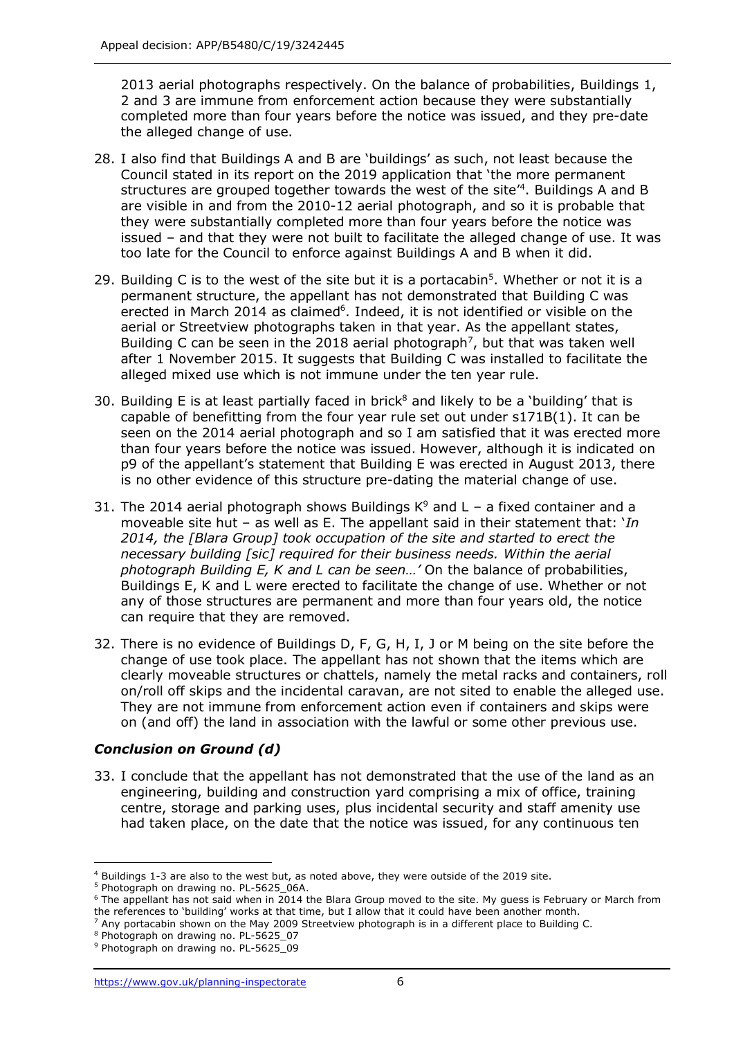2013 aerial photographs respectively. On the balance of probabilities, Buildings 1, 2 and 3 are immune from enforcement action because they were substantially completed more than four years before the notice was issued, and they pre-date the alleged change of use.

28. I also find that Buildings A and B are 'buildings' as such, not least because the Council stated in its report on the 2019 application that 'the more permanent structures are grouped together towards the west of the site'[4]. Buildings A and B are visible in and from the 2010-12 aerial photograph, and so it is probable that they were substantially completed more than four years before the notice was issued – and that they were not built to facilitate the alleged change of use. It was too late for the Council to enforce against Buildings A and B when it did.

29. Building C is to the west of the site but it is a portacabin[5]. Whether or not it is a permanent structure, the appellant has not demonstrated that Building C was erected in March 2014 as claimed[6]. Indeed, it is not identified or visible on the aerial or Streetview photographs taken in that year. As the appellant states, Building C can be seen in the 2018 aerial photograph[7], but that was taken well after 1 November 2015. It suggests that Building C was installed to facilitate the alleged mixed use which is not immune under the ten year rule.

30. Building E is at least partially faced in brick[8] and likely to be a 'building' that is capable of benefitting from the four year rule set out under s171B(1). It can be seen on the 2014 aerial photograph and so I am satisfied that it was erected more than four years before the notice was issued. However, although it is indicated on p9 of the appellant's statement that Building E was erected in August 2013, there is no other evidence of this structure pre-dating the material change of use.

31. The 2014 aerial photograph shows Buildings K[9] and L – a fixed container and a moveable site hut – as well as E. The appellant said in their statement that: '*In 2014, the [Blara Group] took occupation of the site and started to erect the necessary building [sic] required for their business needs. Within the aerial photograph Building E, K and L can be seen…'* On the balance of probabilities, Buildings E, K and L were erected to facilitate the change of use. Whether or not any of those structures are permanent and more than four years old, the notice can require that they are removed.

32. There is no evidence of Buildings D, F, G, H, I, J or M being on the site before the change of use took place. The appellant has not shown that the items which are clearly moveable structures or chattels, namely the metal racks and containers, roll on/roll off skips and the incidental caravan, are not sited to enable the alleged use. They are not immune from enforcement action even if containers and skips were on (and off) the land in association with the lawful or some other previous use.

### *Conclusion on Ground (d)*

33. I conclude that the appellant has not demonstrated that the use of the land as an engineering, building and construction yard comprising a mix of office, training centre, storage and parking uses, plus incidental security and staff amenity use had taken place, on the date that the notice was issued, for any continuous ten

---

[4] Buildings 1-3 are also to the west but, as noted above, they were outside of the 2019 site.

[5] Photograph on drawing no. PL-5625_06A.

[6] The appellant has not said when in 2014 the Blara Group moved to the site. My guess is February or March from the references to 'building' works at that time, but I allow that it could have been another month.

[7] Any portacabin shown on the May 2009 Streetview photograph is in a different place to Building C.

[8] Photograph on drawing no. PL-5625_07

[9] Photograph on drawing no. PL-5625_09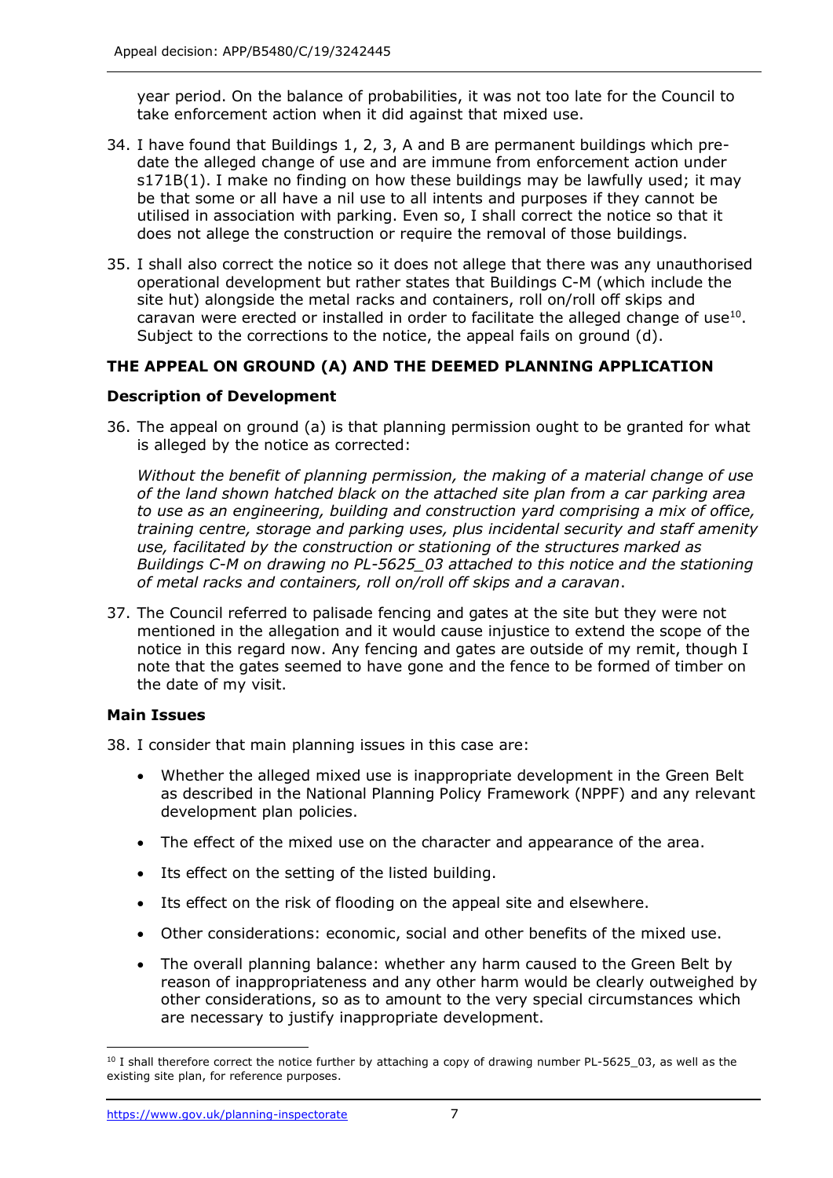year period. On the balance of probabilities, it was not too late for the Council to take enforcement action when it did against that mixed use.

34. I have found that Buildings 1, 2, 3, A and B are permanent buildings which pre-date the alleged change of use and are immune from enforcement action under s171B(1). I make no finding on how these buildings may be lawfully used; it may be that some or all have a nil use to all intents and purposes if they cannot be utilised in association with parking. Even so, I shall correct the notice so that it does not allege the construction or require the removal of those buildings.

35. I shall also correct the notice so it does not allege that there was any unauthorised operational development but rather states that Buildings C-M (which include the site hut) alongside the metal racks and containers, roll on/roll off skips and caravan were erected or installed in order to facilitate the alleged change of use[10]. Subject to the corrections to the notice, the appeal fails on ground (d).

## THE APPEAL ON GROUND (A) AND THE DEEMED PLANNING APPLICATION

### Description of Development

36. The appeal on ground (a) is that planning permission ought to be granted for what is alleged by the notice as corrected:

    *Without the benefit of planning permission, the making of a material change of use of the land shown hatched black on the attached site plan from a car parking area to use as an engineering, building and construction yard comprising a mix of office, training centre, storage and parking uses, plus incidental security and staff amenity use, facilitated by the construction or stationing of the structures marked as Buildings C-M on drawing no PL-5625_03 attached to this notice and the stationing of metal racks and containers, roll on/roll off skips and a caravan*.

37. The Council referred to palisade fencing and gates at the site but they were not mentioned in the allegation and it would cause injustice to extend the scope of the notice in this regard now. Any fencing and gates are outside of my remit, though I note that the gates seemed to have gone and the fence to be formed of timber on the date of my visit.

### Main Issues

38. I consider that main planning issues in this case are:

    - Whether the alleged mixed use is inappropriate development in the Green Belt as described in the National Planning Policy Framework (NPPF) and any relevant development plan policies.
    - The effect of the mixed use on the character and appearance of the area.
    - Its effect on the setting of the listed building.
    - Its effect on the risk of flooding on the appeal site and elsewhere.
    - Other considerations: economic, social and other benefits of the mixed use.
    - The overall planning balance: whether any harm caused to the Green Belt by reason of inappropriateness and any other harm would be clearly outweighed by other considerations, so as to amount to the very special circumstances which are necessary to justify inappropriate development.

---

[10] I shall therefore correct the notice further by attaching a copy of drawing number PL-5625_03, as well as the existing site plan, for reference purposes.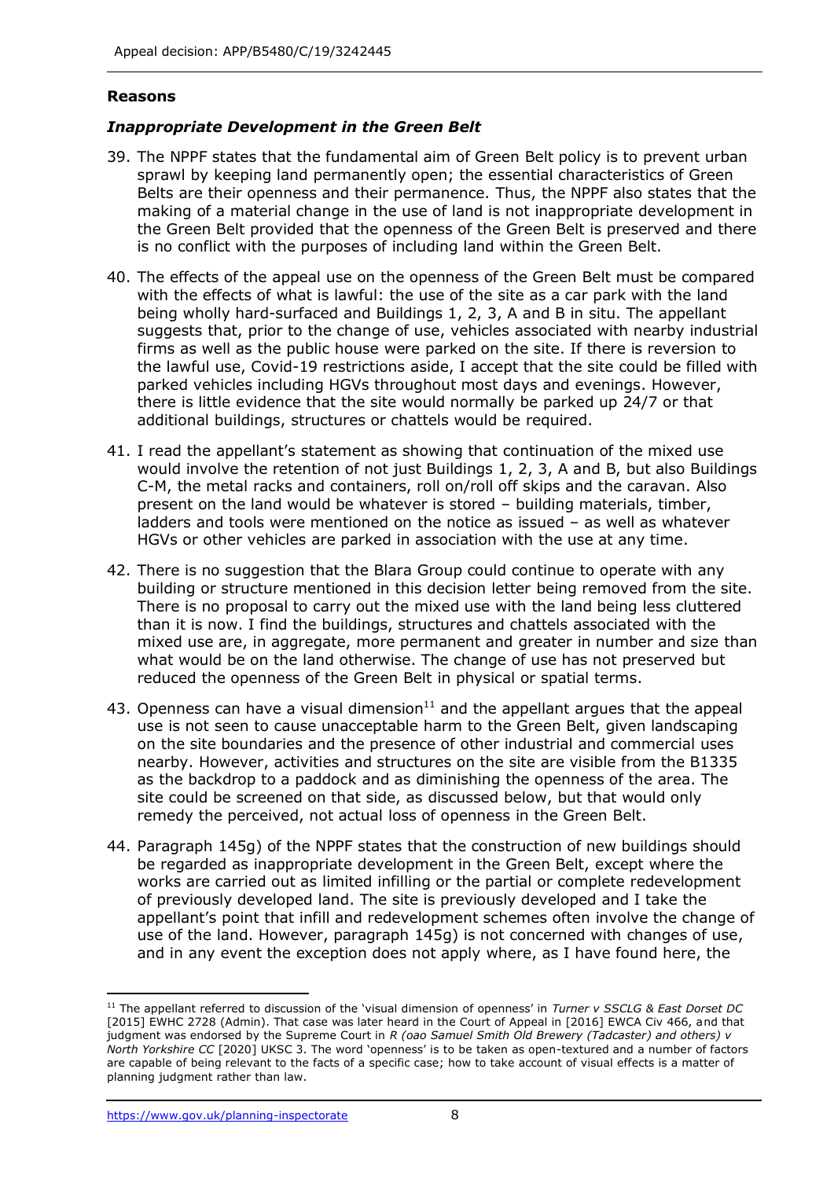## Reasons

### *Inappropriate Development in the Green Belt*

39. The NPPF states that the fundamental aim of Green Belt policy is to prevent urban sprawl by keeping land permanently open; the essential characteristics of Green Belts are their openness and their permanence. Thus, the NPPF also states that the making of a material change in the use of land is not inappropriate development in the Green Belt provided that the openness of the Green Belt is preserved and there is no conflict with the purposes of including land within the Green Belt.

40. The effects of the appeal use on the openness of the Green Belt must be compared with the effects of what is lawful: the use of the site as a car park with the land being wholly hard-surfaced and Buildings 1, 2, 3, A and B in situ. The appellant suggests that, prior to the change of use, vehicles associated with nearby industrial firms as well as the public house were parked on the site. If there is reversion to the lawful use, Covid-19 restrictions aside, I accept that the site could be filled with parked vehicles including HGVs throughout most days and evenings. However, there is little evidence that the site would normally be parked up 24/7 or that additional buildings, structures or chattels would be required.

41. I read the appellant's statement as showing that continuation of the mixed use would involve the retention of not just Buildings 1, 2, 3, A and B, but also Buildings C-M, the metal racks and containers, roll on/roll off skips and the caravan. Also present on the land would be whatever is stored – building materials, timber, ladders and tools were mentioned on the notice as issued – as well as whatever HGVs or other vehicles are parked in association with the use at any time.

42. There is no suggestion that the Blara Group could continue to operate with any building or structure mentioned in this decision letter being removed from the site. There is no proposal to carry out the mixed use with the land being less cluttered than it is now. I find the buildings, structures and chattels associated with the mixed use are, in aggregate, more permanent and greater in number and size than what would be on the land otherwise. The change of use has not preserved but reduced the openness of the Green Belt in physical or spatial terms.

43. Openness can have a visual dimension[11] and the appellant argues that the appeal use is not seen to cause unacceptable harm to the Green Belt, given landscaping on the site boundaries and the presence of other industrial and commercial uses nearby. However, activities and structures on the site are visible from the B1335 as the backdrop to a paddock and as diminishing the openness of the area. The site could be screened on that side, as discussed below, but that would only remedy the perceived, not actual loss of openness in the Green Belt.

44. Paragraph 145g) of the NPPF states that the construction of new buildings should be regarded as inappropriate development in the Green Belt, except where the works are carried out as limited infilling or the partial or complete redevelopment of previously developed land. The site is previously developed and I take the appellant's point that infill and redevelopment schemes often involve the change of use of the land. However, paragraph 145g) is not concerned with changes of use, and in any event the exception does not apply where, as I have found here, the

---

[11] The appellant referred to discussion of the 'visual dimension of openness' in *Turner v SSCLG & East Dorset DC* [2015] EWHC 2728 (Admin). That case was later heard in the Court of Appeal in [2016] EWCA Civ 466, and that judgment was endorsed by the Supreme Court in *R (oao Samuel Smith Old Brewery (Tadcaster) and others) v North Yorkshire CC* [2020] UKSC 3. The word 'openness' is to be taken as open-textured and a number of factors are capable of being relevant to the facts of a specific case; how to take account of visual effects is a matter of planning judgment rather than law.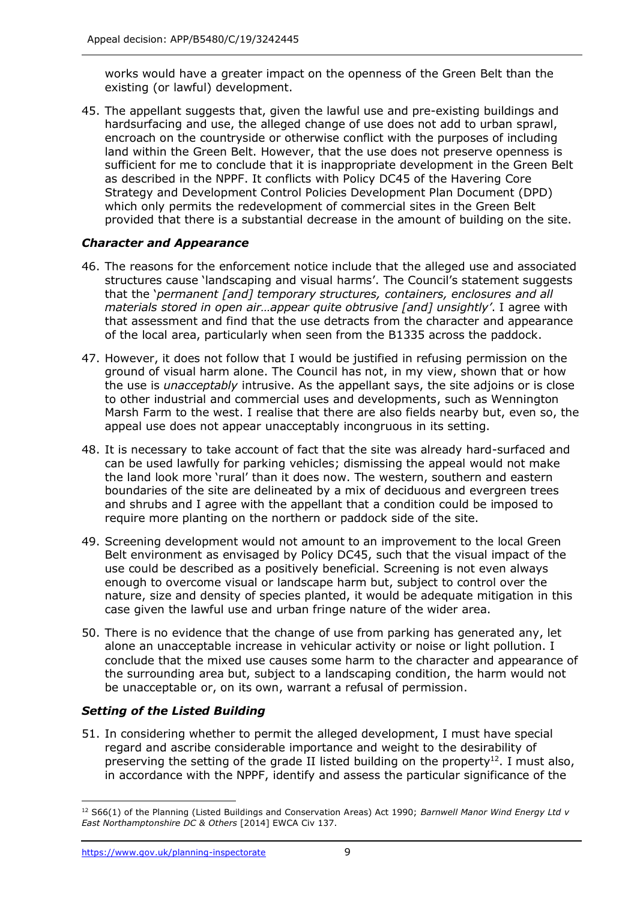works would have a greater impact on the openness of the Green Belt than the existing (or lawful) development.

45. The appellant suggests that, given the lawful use and pre-existing buildings and hardsurfacing and use, the alleged change of use does not add to urban sprawl, encroach on the countryside or otherwise conflict with the purposes of including land within the Green Belt. However, that the use does not preserve openness is sufficient for me to conclude that it is inappropriate development in the Green Belt as described in the NPPF. It conflicts with Policy DC45 of the Havering Core Strategy and Development Control Policies Development Plan Document (DPD) which only permits the redevelopment of commercial sites in the Green Belt provided that there is a substantial decrease in the amount of building on the site.

### *Character and Appearance*

46. The reasons for the enforcement notice include that the alleged use and associated structures cause 'landscaping and visual harms'. The Council's statement suggests that the '*permanent [and] temporary structures, containers, enclosures and all materials stored in open air…appear quite obtrusive [and] unsightly'*. I agree with that assessment and find that the use detracts from the character and appearance of the local area, particularly when seen from the B1335 across the paddock.

47. However, it does not follow that I would be justified in refusing permission on the ground of visual harm alone. The Council has not, in my view, shown that or how the use is *unacceptably* intrusive. As the appellant says, the site adjoins or is close to other industrial and commercial uses and developments, such as Wennington Marsh Farm to the west. I realise that there are also fields nearby but, even so, the appeal use does not appear unacceptably incongruous in its setting.

48. It is necessary to take account of fact that the site was already hard-surfaced and can be used lawfully for parking vehicles; dismissing the appeal would not make the land look more 'rural' than it does now. The western, southern and eastern boundaries of the site are delineated by a mix of deciduous and evergreen trees and shrubs and I agree with the appellant that a condition could be imposed to require more planting on the northern or paddock side of the site.

49. Screening development would not amount to an improvement to the local Green Belt environment as envisaged by Policy DC45, such that the visual impact of the use could be described as a positively beneficial. Screening is not even always enough to overcome visual or landscape harm but, subject to control over the nature, size and density of species planted, it would be adequate mitigation in this case given the lawful use and urban fringe nature of the wider area.

50. There is no evidence that the change of use from parking has generated any, let alone an unacceptable increase in vehicular activity or noise or light pollution. I conclude that the mixed use causes some harm to the character and appearance of the surrounding area but, subject to a landscaping condition, the harm would not be unacceptable or, on its own, warrant a refusal of permission.

### *Setting of the Listed Building*

51. In considering whether to permit the alleged development, I must have special regard and ascribe considerable importance and weight to the desirability of preserving the setting of the grade II listed building on the property[12]. I must also, in accordance with the NPPF, identify and assess the particular significance of the

[12] S66(1) of the Planning (Listed Buildings and Conservation Areas) Act 1990; *Barnwell Manor Wind Energy Ltd v East Northamptonshire DC & Others* [2014] EWCA Civ 137.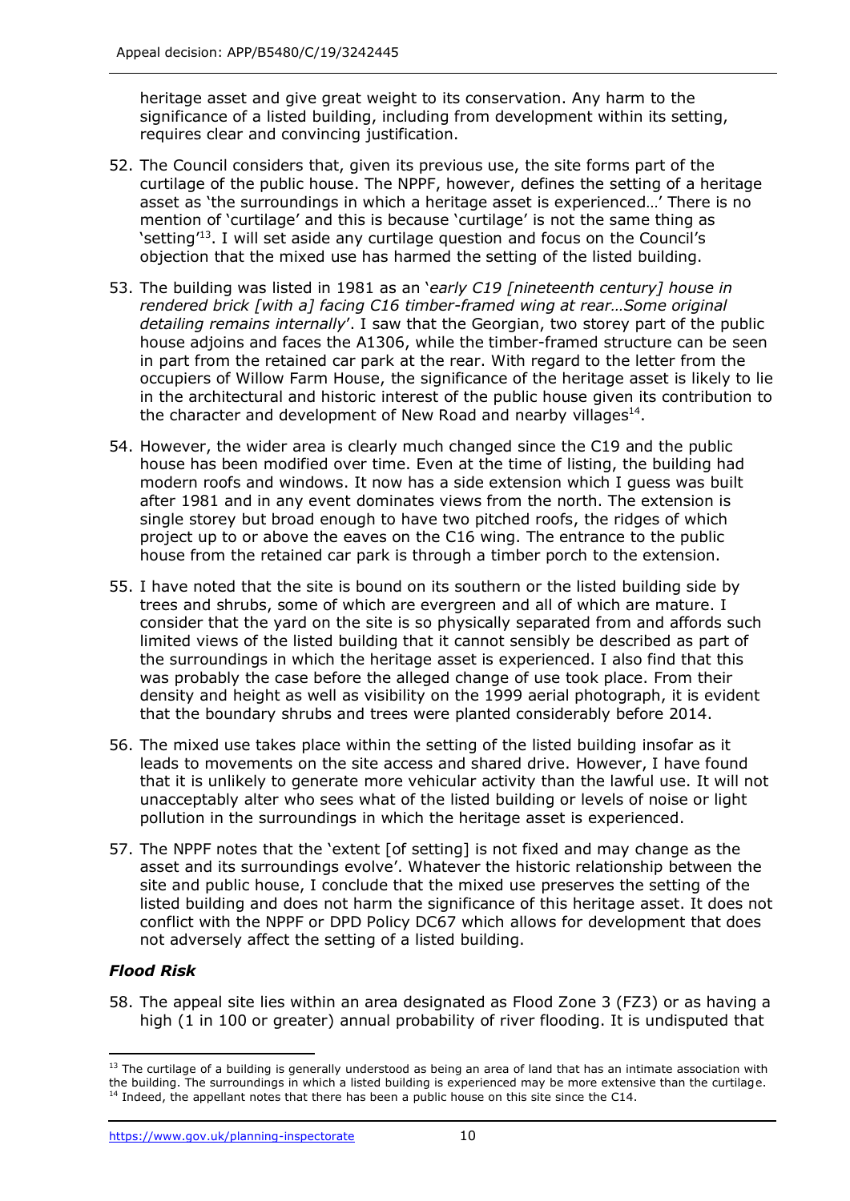heritage asset and give great weight to its conservation. Any harm to the significance of a listed building, including from development within its setting, requires clear and convincing justification.

52. The Council considers that, given its previous use, the site forms part of the curtilage of the public house. The NPPF, however, defines the setting of a heritage asset as 'the surroundings in which a heritage asset is experienced…' There is no mention of 'curtilage' and this is because 'curtilage' is not the same thing as 'setting'[13]. I will set aside any curtilage question and focus on the Council's objection that the mixed use has harmed the setting of the listed building.

53. The building was listed in 1981 as an '*early C19 [nineteenth century] house in rendered brick [with a] facing C16 timber-framed wing at rear…Some original detailing remains internally*'. I saw that the Georgian, two storey part of the public house adjoins and faces the A1306, while the timber-framed structure can be seen in part from the retained car park at the rear. With regard to the letter from the occupiers of Willow Farm House, the significance of the heritage asset is likely to lie in the architectural and historic interest of the public house given its contribution to the character and development of New Road and nearby villages[14].

54. However, the wider area is clearly much changed since the C19 and the public house has been modified over time. Even at the time of listing, the building had modern roofs and windows. It now has a side extension which I guess was built after 1981 and in any event dominates views from the north. The extension is single storey but broad enough to have two pitched roofs, the ridges of which project up to or above the eaves on the C16 wing. The entrance to the public house from the retained car park is through a timber porch to the extension.

55. I have noted that the site is bound on its southern or the listed building side by trees and shrubs, some of which are evergreen and all of which are mature. I consider that the yard on the site is so physically separated from and affords such limited views of the listed building that it cannot sensibly be described as part of the surroundings in which the heritage asset is experienced. I also find that this was probably the case before the alleged change of use took place. From their density and height as well as visibility on the 1999 aerial photograph, it is evident that the boundary shrubs and trees were planted considerably before 2014.

56. The mixed use takes place within the setting of the listed building insofar as it leads to movements on the site access and shared drive. However, I have found that it is unlikely to generate more vehicular activity than the lawful use. It will not unacceptably alter who sees what of the listed building or levels of noise or light pollution in the surroundings in which the heritage asset is experienced.

57. The NPPF notes that the 'extent [of setting] is not fixed and may change as the asset and its surroundings evolve'. Whatever the historic relationship between the site and public house, I conclude that the mixed use preserves the setting of the listed building and does not harm the significance of this heritage asset. It does not conflict with the NPPF or DPD Policy DC67 which allows for development that does not adversely affect the setting of a listed building.

### *Flood Risk*

58. The appeal site lies within an area designated as Flood Zone 3 (FZ3) or as having a high (1 in 100 or greater) annual probability of river flooding. It is undisputed that

---

[13] The curtilage of a building is generally understood as being an area of land that has an intimate association with the building. The surroundings in which a listed building is experienced may be more extensive than the curtilage.

[14] Indeed, the appellant notes that there has been a public house on this site since the C14.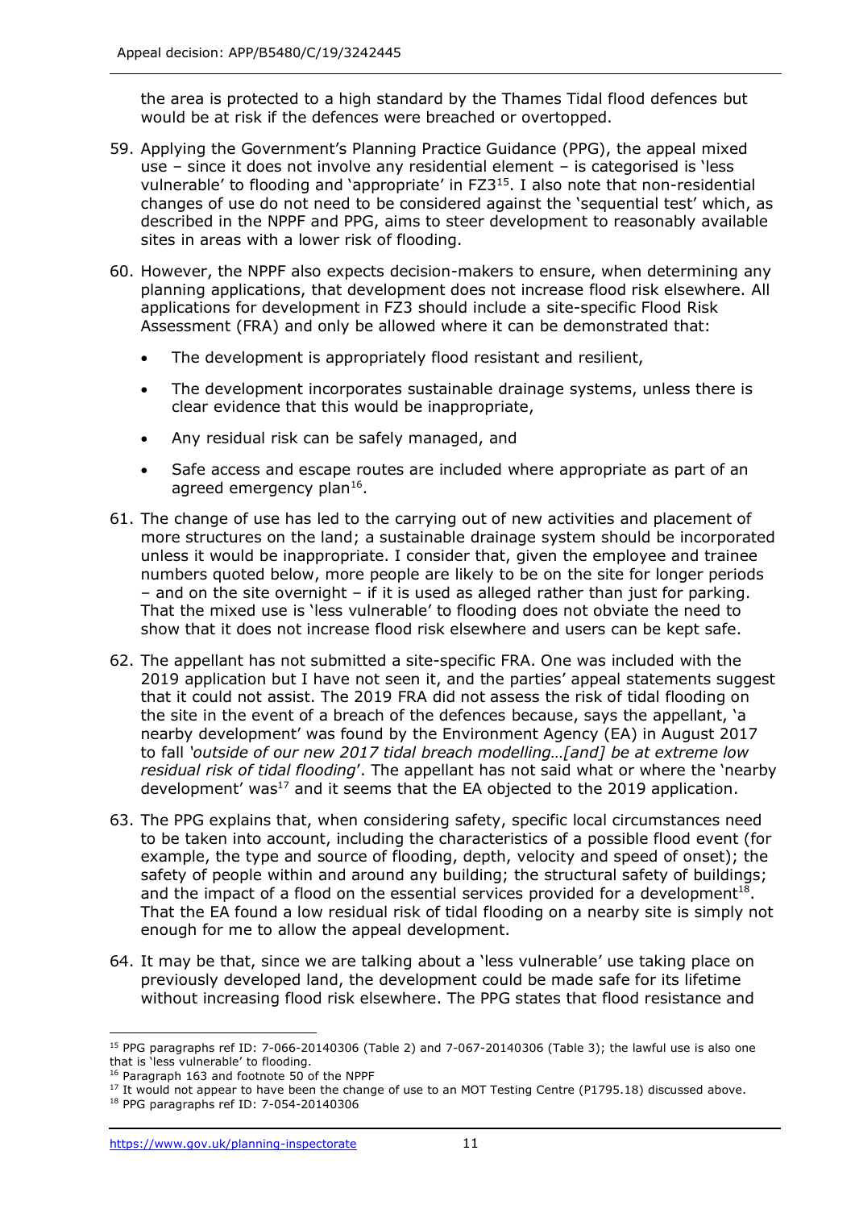the area is protected to a high standard by the Thames Tidal flood defences but would be at risk if the defences were breached or overtopped.

59. Applying the Government's Planning Practice Guidance (PPG), the appeal mixed use – since it does not involve any residential element – is categorised is 'less vulnerable' to flooding and 'appropriate' in FZ3[15]. I also note that non-residential changes of use do not need to be considered against the 'sequential test' which, as described in the NPPF and PPG, aims to steer development to reasonably available sites in areas with a lower risk of flooding.

60. However, the NPPF also expects decision-makers to ensure, when determining any planning applications, that development does not increase flood risk elsewhere. All applications for development in FZ3 should include a site-specific Flood Risk Assessment (FRA) and only be allowed where it can be demonstrated that:

    - The development is appropriately flood resistant and resilient,
    - The development incorporates sustainable drainage systems, unless there is clear evidence that this would be inappropriate,
    - Any residual risk can be safely managed, and
    - Safe access and escape routes are included where appropriate as part of an agreed emergency plan[16].

61. The change of use has led to the carrying out of new activities and placement of more structures on the land; a sustainable drainage system should be incorporated unless it would be inappropriate. I consider that, given the employee and trainee numbers quoted below, more people are likely to be on the site for longer periods – and on the site overnight – if it is used as alleged rather than just for parking. That the mixed use is 'less vulnerable' to flooding does not obviate the need to show that it does not increase flood risk elsewhere and users can be kept safe.

62. The appellant has not submitted a site-specific FRA. One was included with the 2019 application but I have not seen it, and the parties' appeal statements suggest that it could not assist. The 2019 FRA did not assess the risk of tidal flooding on the site in the event of a breach of the defences because, says the appellant, 'a nearby development' was found by the Environment Agency (EA) in August 2017 to fall *'outside of our new 2017 tidal breach modelling…[and] be at extreme low residual risk of tidal flooding'*. The appellant has not said what or where the 'nearby development' was[17] and it seems that the EA objected to the 2019 application.

63. The PPG explains that, when considering safety, specific local circumstances need to be taken into account, including the characteristics of a possible flood event (for example, the type and source of flooding, depth, velocity and speed of onset); the safety of people within and around any building; the structural safety of buildings; and the impact of a flood on the essential services provided for a development[18]. That the EA found a low residual risk of tidal flooding on a nearby site is simply not enough for me to allow the appeal development.

64. It may be that, since we are talking about a 'less vulnerable' use taking place on previously developed land, the development could be made safe for its lifetime without increasing flood risk elsewhere. The PPG states that flood resistance and

---

[15] PPG paragraphs ref ID: 7-066-20140306 (Table 2) and 7-067-20140306 (Table 3); the lawful use is also one that is 'less vulnerable' to flooding.

[16] Paragraph 163 and footnote 50 of the NPPF

[17] It would not appear to have been the change of use to an MOT Testing Centre (P1795.18) discussed above.

[18] PPG paragraphs ref ID: 7-054-20140306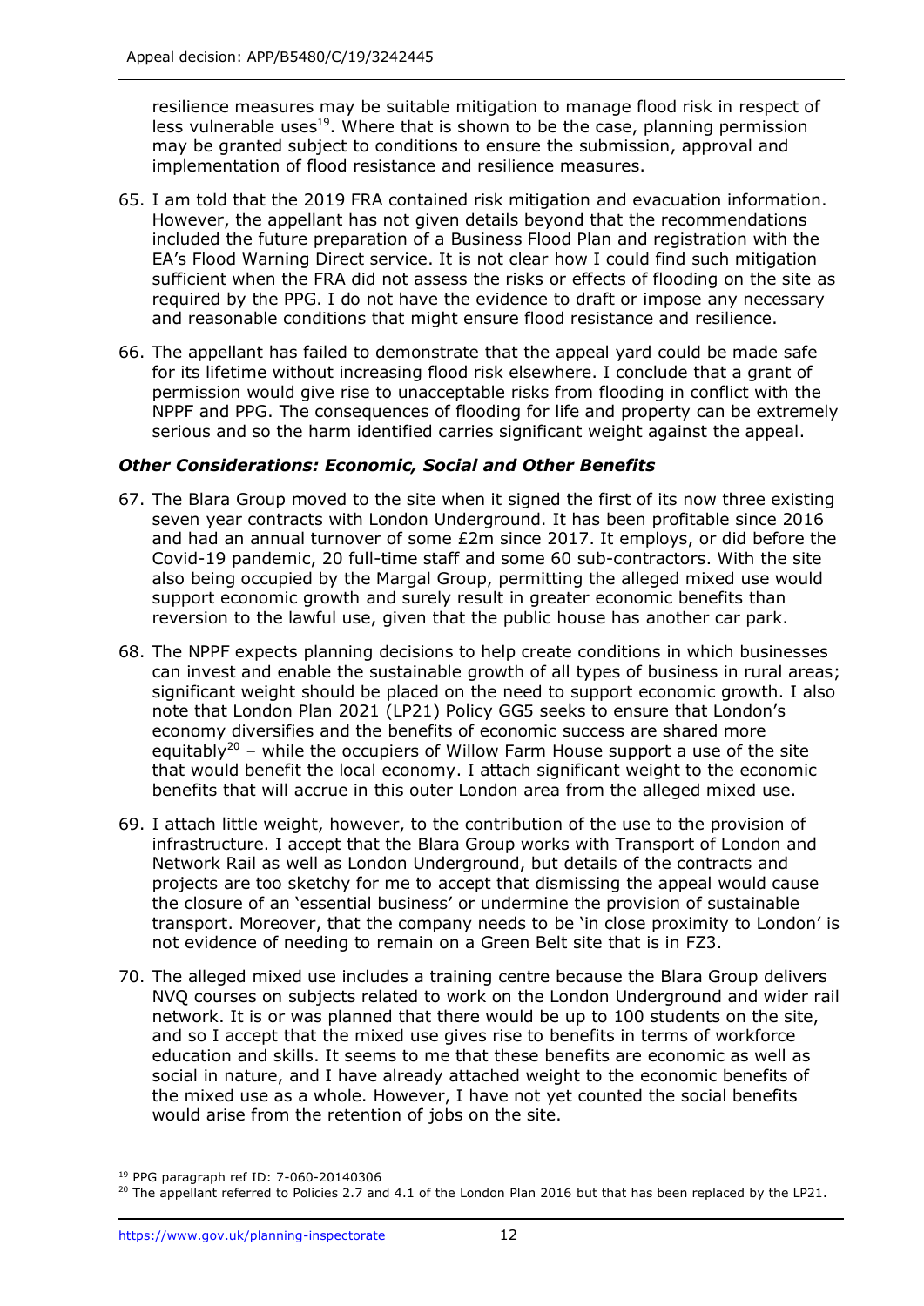resilience measures may be suitable mitigation to manage flood risk in respect of less vulnerable uses[19]. Where that is shown to be the case, planning permission may be granted subject to conditions to ensure the submission, approval and implementation of flood resistance and resilience measures.

65. I am told that the 2019 FRA contained risk mitigation and evacuation information. However, the appellant has not given details beyond that the recommendations included the future preparation of a Business Flood Plan and registration with the EA's Flood Warning Direct service. It is not clear how I could find such mitigation sufficient when the FRA did not assess the risks or effects of flooding on the site as required by the PPG. I do not have the evidence to draft or impose any necessary and reasonable conditions that might ensure flood resistance and resilience.

66. The appellant has failed to demonstrate that the appeal yard could be made safe for its lifetime without increasing flood risk elsewhere. I conclude that a grant of permission would give rise to unacceptable risks from flooding in conflict with the NPPF and PPG. The consequences of flooding for life and property can be extremely serious and so the harm identified carries significant weight against the appeal.

### *Other Considerations: Economic, Social and Other Benefits*

67. The Blara Group moved to the site when it signed the first of its now three existing seven year contracts with London Underground. It has been profitable since 2016 and had an annual turnover of some £2m since 2017. It employs, or did before the Covid-19 pandemic, 20 full-time staff and some 60 sub-contractors. With the site also being occupied by the Margal Group, permitting the alleged mixed use would support economic growth and surely result in greater economic benefits than reversion to the lawful use, given that the public house has another car park.

68. The NPPF expects planning decisions to help create conditions in which businesses can invest and enable the sustainable growth of all types of business in rural areas; significant weight should be placed on the need to support economic growth. I also note that London Plan 2021 (LP21) Policy GG5 seeks to ensure that London's economy diversifies and the benefits of economic success are shared more equitably[20] – while the occupiers of Willow Farm House support a use of the site that would benefit the local economy. I attach significant weight to the economic benefits that will accrue in this outer London area from the alleged mixed use.

69. I attach little weight, however, to the contribution of the use to the provision of infrastructure. I accept that the Blara Group works with Transport of London and Network Rail as well as London Underground, but details of the contracts and projects are too sketchy for me to accept that dismissing the appeal would cause the closure of an 'essential business' or undermine the provision of sustainable transport. Moreover, that the company needs to be 'in close proximity to London' is not evidence of needing to remain on a Green Belt site that is in FZ3.

70. The alleged mixed use includes a training centre because the Blara Group delivers NVQ courses on subjects related to work on the London Underground and wider rail network. It is or was planned that there would be up to 100 students on the site, and so I accept that the mixed use gives rise to benefits in terms of workforce education and skills. It seems to me that these benefits are economic as well as social in nature, and I have already attached weight to the economic benefits of the mixed use as a whole. However, I have not yet counted the social benefits would arise from the retention of jobs on the site.

---

[19] PPG paragraph ref ID: 7-060-20140306

[20] The appellant referred to Policies 2.7 and 4.1 of the London Plan 2016 but that has been replaced by the LP21.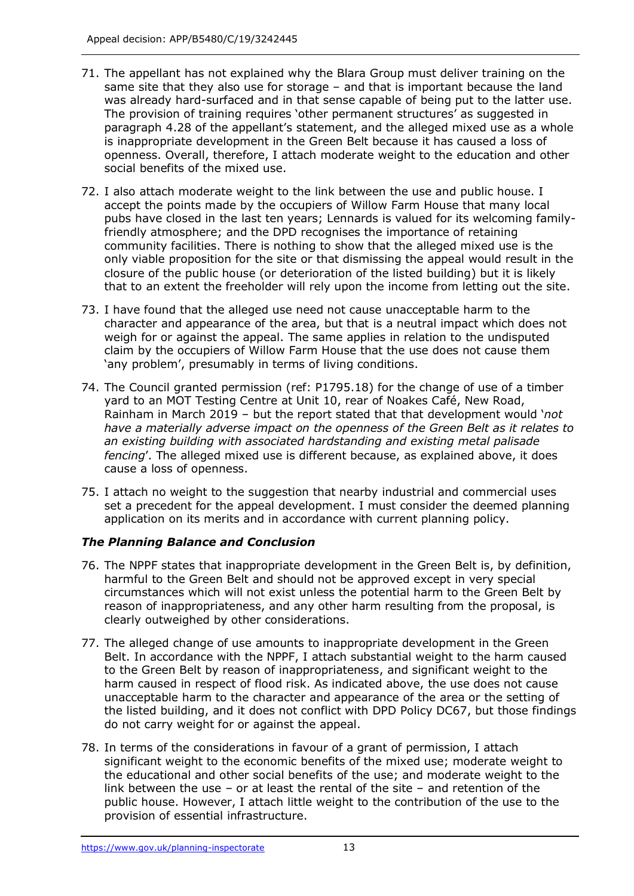71. The appellant has not explained why the Blara Group must deliver training on the same site that they also use for storage – and that is important because the land was already hard-surfaced and in that sense capable of being put to the latter use. The provision of training requires 'other permanent structures' as suggested in paragraph 4.28 of the appellant's statement, and the alleged mixed use as a whole is inappropriate development in the Green Belt because it has caused a loss of openness. Overall, therefore, I attach moderate weight to the education and other social benefits of the mixed use.

72. I also attach moderate weight to the link between the use and public house. I accept the points made by the occupiers of Willow Farm House that many local pubs have closed in the last ten years; Lennards is valued for its welcoming family-friendly atmosphere; and the DPD recognises the importance of retaining community facilities. There is nothing to show that the alleged mixed use is the only viable proposition for the site or that dismissing the appeal would result in the closure of the public house (or deterioration of the listed building) but it is likely that to an extent the freeholder will rely upon the income from letting out the site.

73. I have found that the alleged use need not cause unacceptable harm to the character and appearance of the area, but that is a neutral impact which does not weigh for or against the appeal. The same applies in relation to the undisputed claim by the occupiers of Willow Farm House that the use does not cause them 'any problem', presumably in terms of living conditions.

74. The Council granted permission (ref: P1795.18) for the change of use of a timber yard to an MOT Testing Centre at Unit 10, rear of Noakes Café, New Road, Rainham in March 2019 – but the report stated that that development would '*not have a materially adverse impact on the openness of the Green Belt as it relates to an existing building with associated hardstanding and existing metal palisade fencing*'. The alleged mixed use is different because, as explained above, it does cause a loss of openness.

75. I attach no weight to the suggestion that nearby industrial and commercial uses set a precedent for the appeal development. I must consider the deemed planning application on its merits and in accordance with current planning policy.

### *The Planning Balance and Conclusion*

76. The NPPF states that inappropriate development in the Green Belt is, by definition, harmful to the Green Belt and should not be approved except in very special circumstances which will not exist unless the potential harm to the Green Belt by reason of inappropriateness, and any other harm resulting from the proposal, is clearly outweighed by other considerations.

77. The alleged change of use amounts to inappropriate development in the Green Belt. In accordance with the NPPF, I attach substantial weight to the harm caused to the Green Belt by reason of inappropriateness, and significant weight to the harm caused in respect of flood risk. As indicated above, the use does not cause unacceptable harm to the character and appearance of the area or the setting of the listed building, and it does not conflict with DPD Policy DC67, but those findings do not carry weight for or against the appeal.

78. In terms of the considerations in favour of a grant of permission, I attach significant weight to the economic benefits of the mixed use; moderate weight to the educational and other social benefits of the use; and moderate weight to the link between the use – or at least the rental of the site – and retention of the public house. However, I attach little weight to the contribution of the use to the provision of essential infrastructure.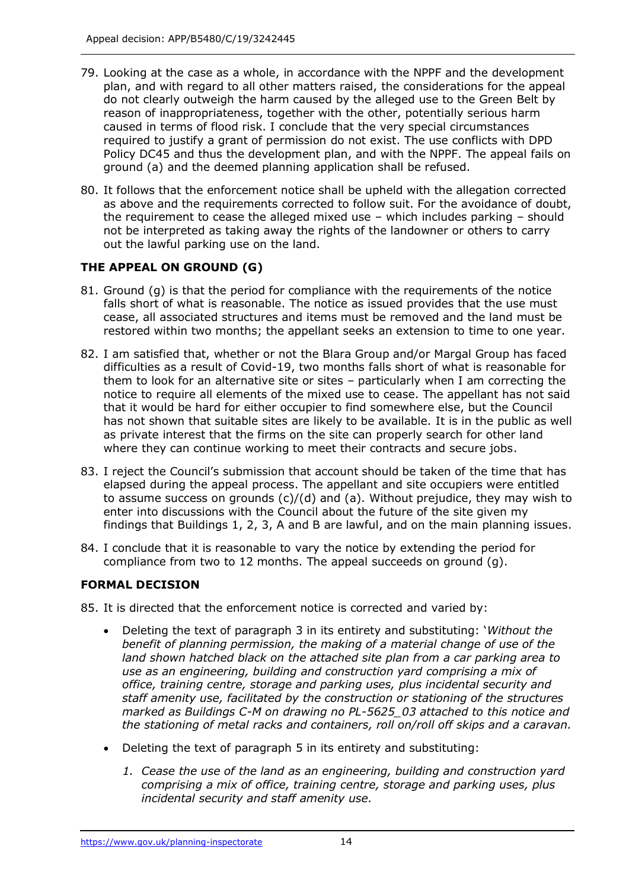79. Looking at the case as a whole, in accordance with the NPPF and the development plan, and with regard to all other matters raised, the considerations for the appeal do not clearly outweigh the harm caused by the alleged use to the Green Belt by reason of inappropriateness, together with the other, potentially serious harm caused in terms of flood risk. I conclude that the very special circumstances required to justify a grant of permission do not exist. The use conflicts with DPD Policy DC45 and thus the development plan, and with the NPPF. The appeal fails on ground (a) and the deemed planning application shall be refused.

80. It follows that the enforcement notice shall be upheld with the allegation corrected as above and the requirements corrected to follow suit. For the avoidance of doubt, the requirement to cease the alleged mixed use – which includes parking – should not be interpreted as taking away the rights of the landowner or others to carry out the lawful parking use on the land.

## THE APPEAL ON GROUND (G)

81. Ground (g) is that the period for compliance with the requirements of the notice falls short of what is reasonable. The notice as issued provides that the use must cease, all associated structures and items must be removed and the land must be restored within two months; the appellant seeks an extension to time to one year.

82. I am satisfied that, whether or not the Blara Group and/or Margal Group has faced difficulties as a result of Covid-19, two months falls short of what is reasonable for them to look for an alternative site or sites – particularly when I am correcting the notice to require all elements of the mixed use to cease. The appellant has not said that it would be hard for either occupier to find somewhere else, but the Council has not shown that suitable sites are likely to be available. It is in the public as well as private interest that the firms on the site can properly search for other land where they can continue working to meet their contracts and secure jobs.

83. I reject the Council's submission that account should be taken of the time that has elapsed during the appeal process. The appellant and site occupiers were entitled to assume success on grounds (c)/(d) and (a). Without prejudice, they may wish to enter into discussions with the Council about the future of the site given my findings that Buildings 1, 2, 3, A and B are lawful, and on the main planning issues.

84. I conclude that it is reasonable to vary the notice by extending the period for compliance from two to 12 months. The appeal succeeds on ground (g).

## FORMAL DECISION

85. It is directed that the enforcement notice is corrected and varied by:

- Deleting the text of paragraph 3 in its entirety and substituting: '*Without the benefit of planning permission, the making of a material change of use of the land shown hatched black on the attached site plan from a car parking area to use as an engineering, building and construction yard comprising a mix of office, training centre, storage and parking uses, plus incidental security and staff amenity use, facilitated by the construction or stationing of the structures marked as Buildings C-M on drawing no PL-5625_03 attached to this notice and the stationing of metal racks and containers, roll on/roll off skips and a caravan.*
- Deleting the text of paragraph 5 in its entirety and substituting:
    1. *Cease the use of the land as an engineering, building and construction yard comprising a mix of office, training centre, storage and parking uses, plus incidental security and staff amenity use.*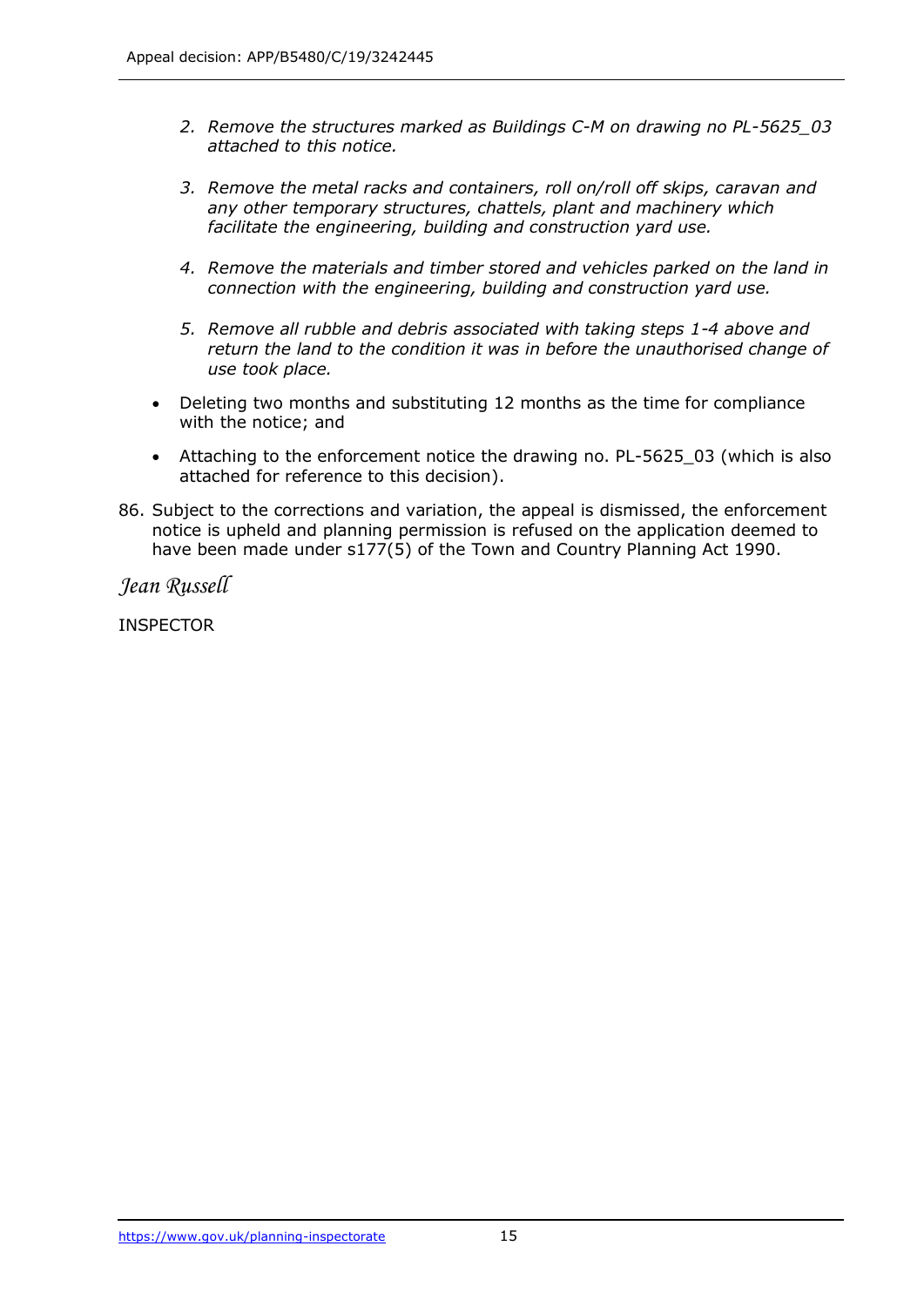2. *Remove the structures marked as Buildings C-M on drawing no PL-5625_03 attached to this notice.*

3. *Remove the metal racks and containers, roll on/roll off skips, caravan and any other temporary structures, chattels, plant and machinery which facilitate the engineering, building and construction yard use.*

4. *Remove the materials and timber stored and vehicles parked on the land in connection with the engineering, building and construction yard use.*

5. *Remove all rubble and debris associated with taking steps 1-4 above and return the land to the condition it was in before the unauthorised change of use took place.*

- Deleting two months and substituting 12 months as the time for compliance with the notice; and
- Attaching to the enforcement notice the drawing no. PL-5625_03 (which is also attached for reference to this decision).

86. Subject to the corrections and variation, the appeal is dismissed, the enforcement notice is upheld and planning permission is refused on the application deemed to have been made under s177(5) of the Town and Country Planning Act 1990.

*Jean Russell*

INSPECTOR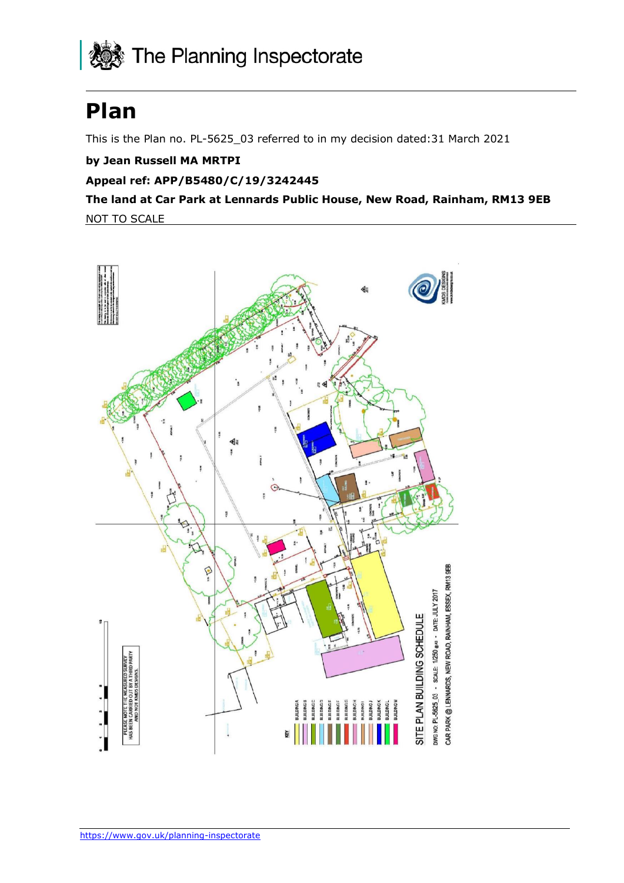# Plan

This is the Plan no. PL-5625_03 referred to in my decision dated:31 March 2021

**by Jean Russell MA MRTPI**

**Appeal ref: APP/B5480/C/19/3242445**

**The land at Car Park at Lennards Public House, New Road, Rainham, RM13 9EB**

NOT TO SCALE

SITE PLAN BUILDING SCHEDULE

DWG NO: PL-5625_03 - SCALE: 1/250 @ A3 - DATE: JULY 2017

CAR PARK @ LENNARDS, NEW ROAD, RAINHAM, ESSEX, RM13 9EB

KEY

BUILDING A
BUILDING B
BUILDING C
BUILDING D
BUILDING E
BUILDING F
BUILDING G
BUILDING H
BUILDING I
BUILDING J
BUILDING K
BUILDING L
BUILDING M

PLEASE NOTE THE MEASURED SURVEY HAS BEEN CARRIED OUT BY A THIRD PARTY AND NOT KMDS DESIGNS.

KMDS DESIGNS